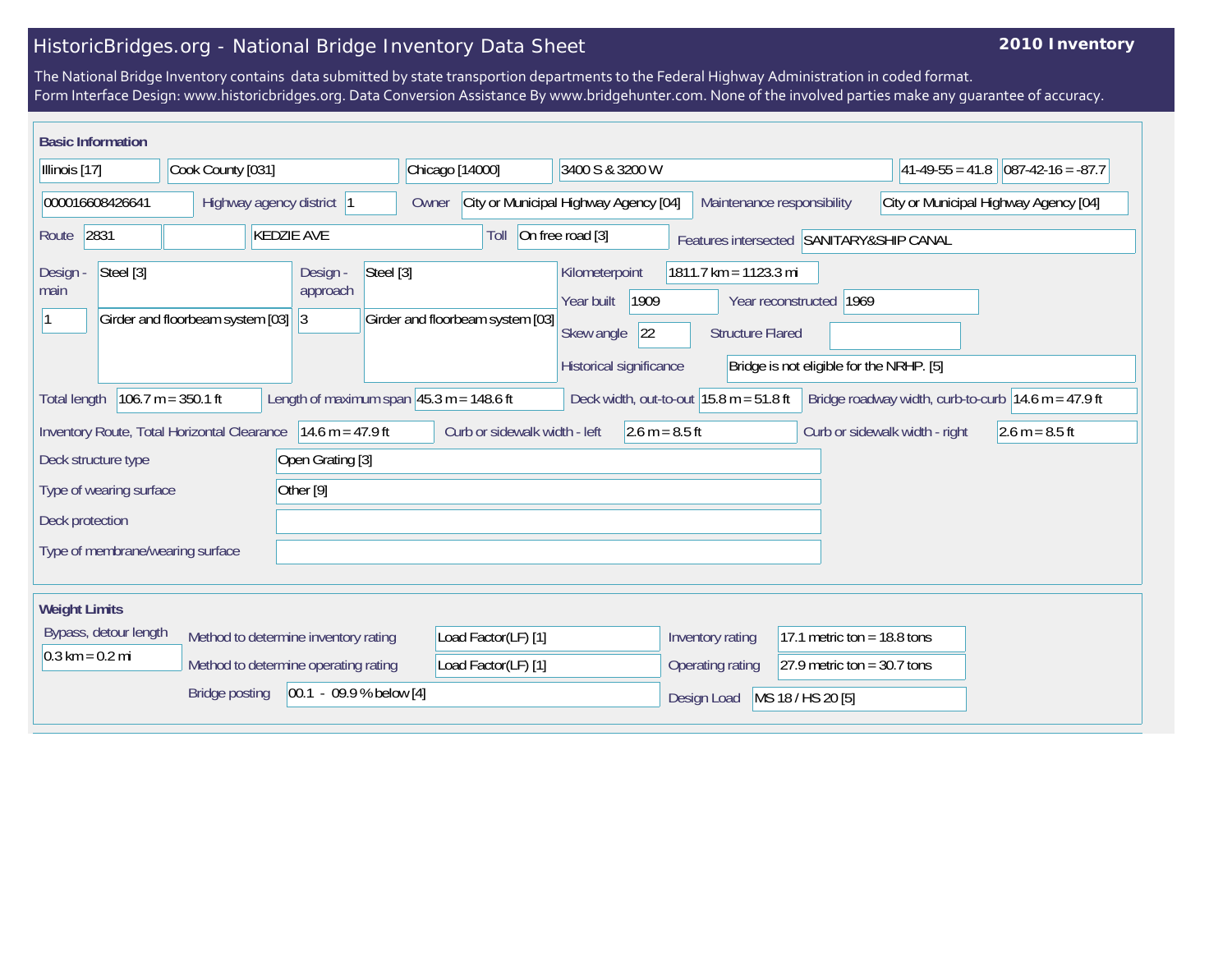# HistoricBridges.org - National Bridge Inventory Data Sheet

**2010 Inventory**

The National Bridge Inventory contains data submitted by state transportion departments to the Federal Highway Administration in coded format.
Form Interface Design: www.historicbridges.org. Data Conversion Assistance By www.bridgehunter.com. None of the involved parties make any guarantee of accuracy.

## Basic Information

| | |
|---|---|
| State | Illinois [17] |
| County | Cook County [031] |
| Place | Chicago [14000] |
| Location | 3400 S & 3200 W |
| Latitude | 41-49-55 = 41.8 |
| Longitude | 087-42-16 = -87.7 |
| Structure Number | 000016608426641 |
| Highway agency district | 1 |
| Owner | City or Municipal Highway Agency [04] |
| Maintenance responsibility | City or Municipal Highway Agency [04] |
| Route | 2831 |
| Facility carried | KEDZIE AVE |
| Toll | On free road [3] |
| Features intersected | SANITARY&SHIP CANAL |
| Design - main | Steel [3] / 1 / Girder and floorbeam system [03] |
| Design - approach | Steel [3] / 3 / Girder and floorbeam system [03] |
| Kilometerpoint | 1811.7 km = 1123.3 mi |
| Year built | 1909 |
| Year reconstructed | 1969 |
| Skew angle | 22 |
| Structure Flared | |
| Historical significance | Bridge is not eligible for the NRHP. [5] |
| Total length | 106.7 m = 350.1 ft |
| Length of maximum span | 45.3 m = 148.6 ft |
| Deck width, out-to-out | 15.8 m = 51.8 ft |
| Bridge roadway width, curb-to-curb | 14.6 m = 47.9 ft |
| Inventory Route, Total Horizontal Clearance | 14.6 m = 47.9 ft |
| Curb or sidewalk width - left | 2.6 m = 8.5 ft |
| Curb or sidewalk width - right | 2.6 m = 8.5 ft |
| Deck structure type | Open Grating [3] |
| Type of wearing surface | Other [9] |
| Deck protection | |
| Type of membrane/wearing surface | |

## Weight Limits

| | |
|---|---|
| Bypass, detour length | 0.3 km = 0.2 mi |
| Method to determine inventory rating | Load Factor(LF) [1] |
| Method to determine operating rating | Load Factor(LF) [1] |
| Inventory rating | 17.1 metric ton = 18.8 tons |
| Operating rating | 27.9 metric ton = 30.7 tons |
| Bridge posting | 00.1 - 09.9 % below [4] |
| Design Load | MS 18 / HS 20 [5] |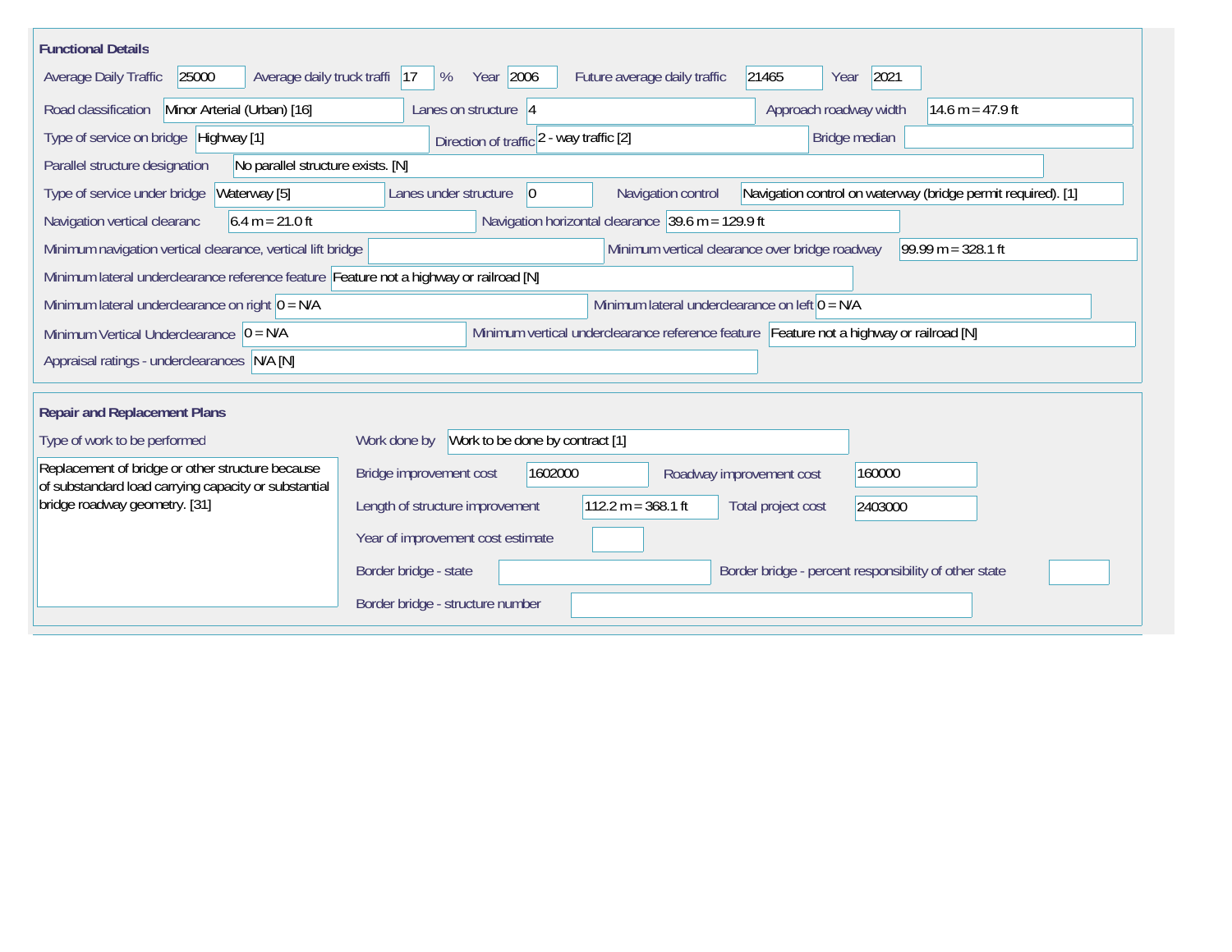## Functional Details

| Field | Value |
|---|---|
| Average Daily Traffic | 25000 |
| Average daily truck traffi | 17 % |
| Year | 2006 |
| Future average daily traffic | 21465 |
| Year | 2021 |
| Road classification | Minor Arterial (Urban) [16] |
| Lanes on structure | 4 |
| Approach roadway width | 14.6 m = 47.9 ft |
| Type of service on bridge | Highway [1] |
| Direction of traffic | 2 - way traffic [2] |
| Bridge median | |
| Parallel structure designation | No parallel structure exists. [N] |
| Type of service under bridge | Waterway [5] |
| Lanes under structure | 0 |
| Navigation control | Navigation control on waterway (bridge permit required). [1] |
| Navigation vertical clearanc | 6.4 m = 21.0 ft |
| Navigation horizontal clearance | 39.6 m = 129.9 ft |
| Minimum navigation vertical clearance, vertical lift bridge | |
| Minimum vertical clearance over bridge roadway | 99.99 m = 328.1 ft |
| Minimum lateral underclearance reference feature | Feature not a highway or railroad [N] |
| Minimum lateral underclearance on right | 0 = N/A |
| Minimum lateral underclearance on left | 0 = N/A |
| Minimum Vertical Underclearance | 0 = N/A |
| Minimum vertical underclearance reference feature | Feature not a highway or railroad [N] |
| Appraisal ratings - underclearances | N/A [N] |

## Repair and Replacement Plans

**Type of work to be performed**

Replacement of bridge or other structure because of substandard load carrying capacity or substantial bridge roadway geometry. [31]

| Field | Value |
|---|---|
| Work done by | Work to be done by contract [1] |
| Bridge improvement cost | 1602000 |
| Roadway improvement cost | 160000 |
| Length of structure improvement | 112.2 m = 368.1 ft |
| Total project cost | 2403000 |
| Year of improvement cost estimate | |
| Border bridge - state | |
| Border bridge - percent responsibility of other state | |
| Border bridge - structure number | |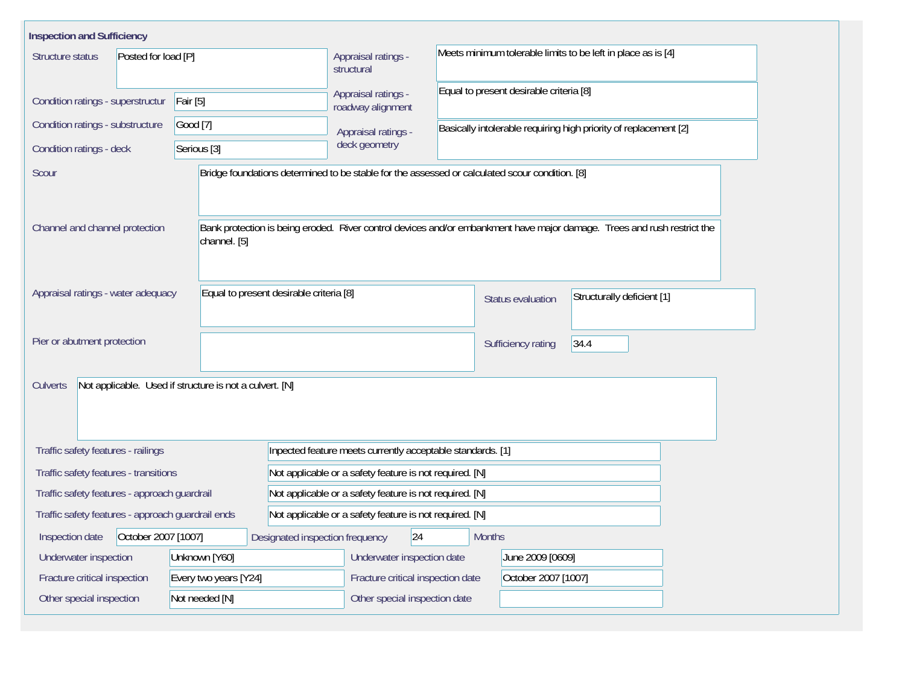## Inspection and Sufficiency

| | |
|---|---|
| Structure status | Posted for load [P] |
| Appraisal ratings - structural | Meets minimum tolerable limits to be left in place as is [4] |
| Condition ratings - superstructur | Fair [5] |
| Appraisal ratings - roadway alignment | Equal to present desirable criteria [8] |
| Condition ratings - substructure | Good [7] |
| Appraisal ratings - deck geometry | Basically intolerable requiring high priority of replacement [2] |
| Condition ratings - deck | Serious [3] |
| Scour | Bridge foundations determined to be stable for the assessed or calculated scour condition. [8] |
| Channel and channel protection | Bank protection is being eroded. River control devices and/or embankment have major damage. Trees and rush restrict the channel. [5] |
| Appraisal ratings - water adequacy | Equal to present desirable criteria [8] |
| Status evaluation | Structurally deficient [1] |
| Pier or abutment protection | |
| Sufficiency rating | 34.4 |
| Culverts | Not applicable. Used if structure is not a culvert. [N] |
| Traffic safety features - railings | Inpected feature meets currently acceptable standards. [1] |
| Traffic safety features - transitions | Not applicable or a safety feature is not required. [N] |
| Traffic safety features - approach guardrail | Not applicable or a safety feature is not required. [N] |
| Traffic safety features - approach guardrail ends | Not applicable or a safety feature is not required. [N] |
| Inspection date | October 2007 [1007] |
| Designated inspection frequency | 24 Months |
| Underwater inspection | Unknown [Y60] |
| Underwater inspection date | June 2009 [0609] |
| Fracture critical inspection | Every two years [Y24] |
| Fracture critical inspection date | October 2007 [1007] |
| Other special inspection | Not needed [N] |
| Other special inspection date | |